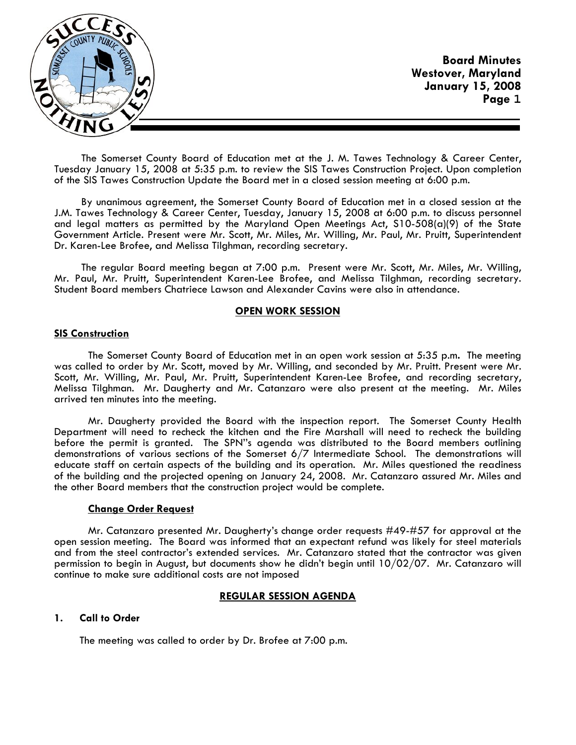**Board Minutes**
**Westover, Maryland**
**January 15, 2008**

The Somerset County Board of Education met at the J. M. Tawes Technology & Career Center, Tuesday January 15, 2008 at 5:35 p.m. to review the SIS Tawes Construction Project. Upon completion of the SIS Tawes Construction Update the Board met in a closed session meeting at 6:00 p.m.

By unanimous agreement, the Somerset County Board of Education met in a closed session at the J.M. Tawes Technology & Career Center, Tuesday, January 15, 2008 at 6:00 p.m. to discuss personnel and legal matters as permitted by the Maryland Open Meetings Act, S10-508(a)(9) of the State Government Article. Present were Mr. Scott, Mr. Miles, Mr. Willing, Mr. Paul, Mr. Pruitt, Superintendent Dr. Karen-Lee Brofee, and Melissa Tilghman, recording secretary.

The regular Board meeting began at 7:00 p.m. Present were Mr. Scott, Mr. Miles, Mr. Willing, Mr. Paul, Mr. Pruitt, Superintendent Karen-Lee Brofee, and Melissa Tilghman, recording secretary. Student Board members Chatriece Lawson and Alexander Cavins were also in attendance.

## OPEN WORK SESSION

### SIS Construction

The Somerset County Board of Education met in an open work session at 5:35 p.m. The meeting was called to order by Mr. Scott, moved by Mr. Willing, and seconded by Mr. Pruitt. Present were Mr. Scott, Mr. Willing, Mr. Paul, Mr. Pruitt, Superintendent Karen-Lee Brofee, and recording secretary, Melissa Tilghman. Mr. Daugherty and Mr. Catanzaro were also present at the meeting. Mr. Miles arrived ten minutes into the meeting.

Mr. Daugherty provided the Board with the inspection report. The Somerset County Health Department will need to recheck the kitchen and the Fire Marshall will need to recheck the building before the permit is granted. The SPN"s agenda was distributed to the Board members outlining demonstrations of various sections of the Somerset 6/7 Intermediate School. The demonstrations will educate staff on certain aspects of the building and its operation. Mr. Miles questioned the readiness of the building and the projected opening on January 24, 2008. Mr. Catanzaro assured Mr. Miles and the other Board members that the construction project would be complete.

#### Change Order Request

Mr. Catanzaro presented Mr. Daugherty's change order requests #49-#57 for approval at the open session meeting. The Board was informed that an expectant refund was likely for steel materials and from the steel contractor's extended services. Mr. Catanzaro stated that the contractor was given permission to begin in August, but documents show he didn't begin until 10/02/07. Mr. Catanzaro will continue to make sure additional costs are not imposed

## REGULAR SESSION AGENDA

### 1. Call to Order

The meeting was called to order by Dr. Brofee at 7:00 p.m.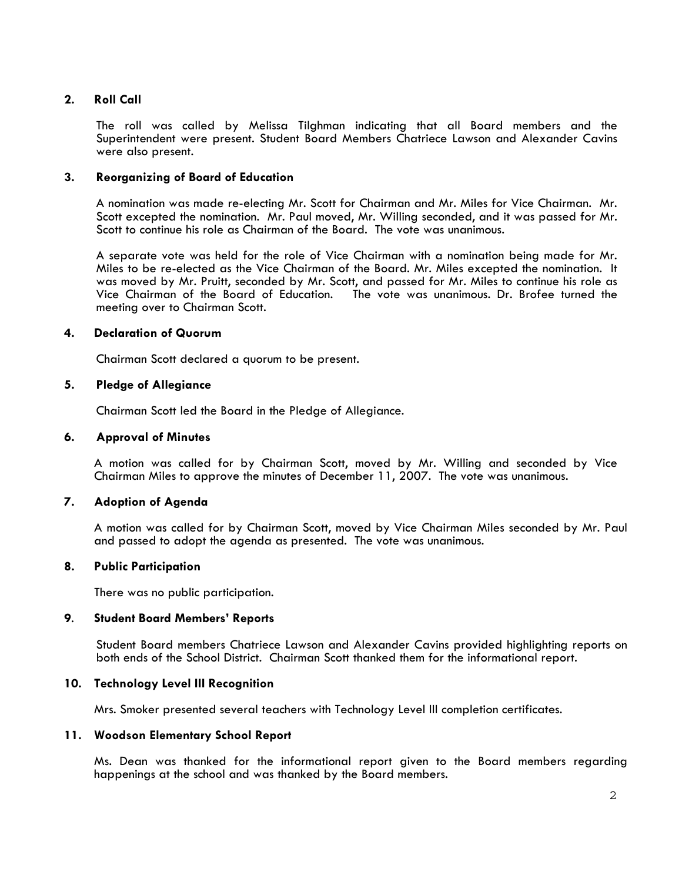**2. Roll Call**

The roll was called by Melissa Tilghman indicating that all Board members and the Superintendent were present. Student Board Members Chatriece Lawson and Alexander Cavins were also present.

**3. Reorganizing of Board of Education**

A nomination was made re-electing Mr. Scott for Chairman and Mr. Miles for Vice Chairman. Mr. Scott excepted the nomination. Mr. Paul moved, Mr. Willing seconded, and it was passed for Mr. Scott to continue his role as Chairman of the Board. The vote was unanimous.

A separate vote was held for the role of Vice Chairman with a nomination being made for Mr. Miles to be re-elected as the Vice Chairman of the Board. Mr. Miles excepted the nomination. It was moved by Mr. Pruitt, seconded by Mr. Scott, and passed for Mr. Miles to continue his role as Vice Chairman of the Board of Education. The vote was unanimous. Dr. Brofee turned the meeting over to Chairman Scott.

**4. Declaration of Quorum**

Chairman Scott declared a quorum to be present.

**5. Pledge of Allegiance**

Chairman Scott led the Board in the Pledge of Allegiance.

**6. Approval of Minutes**

A motion was called for by Chairman Scott, moved by Mr. Willing and seconded by Vice Chairman Miles to approve the minutes of December 11, 2007. The vote was unanimous.

**7. Adoption of Agenda**

A motion was called for by Chairman Scott, moved by Vice Chairman Miles seconded by Mr. Paul and passed to adopt the agenda as presented. The vote was unanimous.

**8. Public Participation**

There was no public participation.

**9. Student Board Members' Reports**

Student Board members Chatriece Lawson and Alexander Cavins provided highlighting reports on both ends of the School District. Chairman Scott thanked them for the informational report.

**10. Technology Level III Recognition**

Mrs. Smoker presented several teachers with Technology Level III completion certificates.

**11. Woodson Elementary School Report**

Ms. Dean was thanked for the informational report given to the Board members regarding happenings at the school and was thanked by the Board members.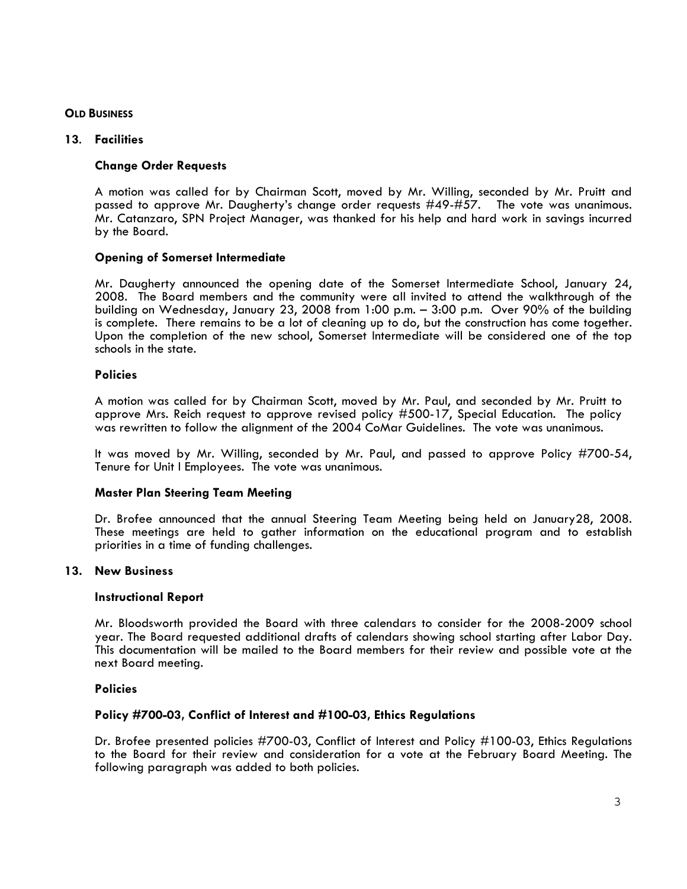**OLD BUSINESS**

## 13. Facilities

### Change Order Requests

A motion was called for by Chairman Scott, moved by Mr. Willing, seconded by Mr. Pruitt and passed to approve Mr. Daugherty's change order requests #49-#57. The vote was unanimous. Mr. Catanzaro, SPN Project Manager, was thanked for his help and hard work in savings incurred by the Board.

### Opening of Somerset Intermediate

Mr. Daugherty announced the opening date of the Somerset Intermediate School, January 24, 2008. The Board members and the community were all invited to attend the walkthrough of the building on Wednesday, January 23, 2008 from 1:00 p.m. – 3:00 p.m. Over 90% of the building is complete. There remains to be a lot of cleaning up to do, but the construction has come together. Upon the completion of the new school, Somerset Intermediate will be considered one of the top schools in the state.

### Policies

A motion was called for by Chairman Scott, moved by Mr. Paul, and seconded by Mr. Pruitt to approve Mrs. Reich request to approve revised policy #500-17, Special Education. The policy was rewritten to follow the alignment of the 2004 CoMar Guidelines. The vote was unanimous.

It was moved by Mr. Willing, seconded by Mr. Paul, and passed to approve Policy #700-54, Tenure for Unit I Employees. The vote was unanimous.

### Master Plan Steering Team Meeting

Dr. Brofee announced that the annual Steering Team Meeting being held on January28, 2008. These meetings are held to gather information on the educational program and to establish priorities in a time of funding challenges.

## 13. New Business

### Instructional Report

Mr. Bloodsworth provided the Board with three calendars to consider for the 2008-2009 school year. The Board requested additional drafts of calendars showing school starting after Labor Day. This documentation will be mailed to the Board members for their review and possible vote at the next Board meeting.

### Policies

### Policy #700-03, Conflict of Interest and #100-03, Ethics Regulations

Dr. Brofee presented policies #700-03, Conflict of Interest and Policy #100-03, Ethics Regulations to the Board for their review and consideration for a vote at the February Board Meeting. The following paragraph was added to both policies.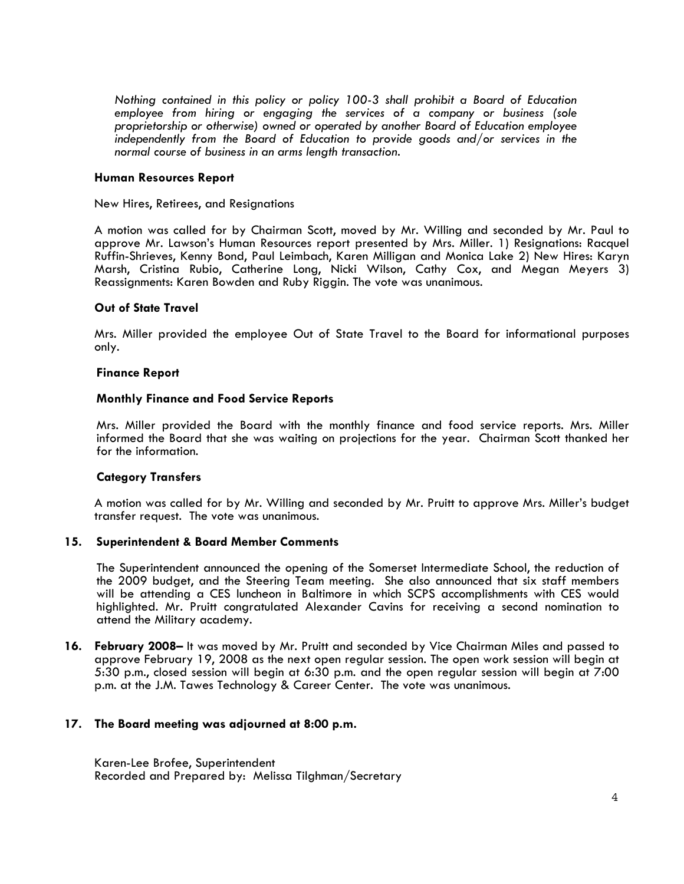*Nothing contained in this policy or policy 100-3 shall prohibit a Board of Education employee from hiring or engaging the services of a company or business (sole proprietorship or otherwise) owned or operated by another Board of Education employee independently from the Board of Education to provide goods and/or services in the normal course of business in an arms length transaction.*

**Human Resources Report**

New Hires, Retirees, and Resignations

A motion was called for by Chairman Scott, moved by Mr. Willing and seconded by Mr. Paul to approve Mr. Lawson's Human Resources report presented by Mrs. Miller. 1) Resignations: Racquel Ruffin-Shrieves, Kenny Bond, Paul Leimbach, Karen Milligan and Monica Lake 2) New Hires: Karyn Marsh, Cristina Rubio, Catherine Long, Nicki Wilson, Cathy Cox, and Megan Meyers 3) Reassignments: Karen Bowden and Ruby Riggin. The vote was unanimous.

**Out of State Travel**

Mrs. Miller provided the employee Out of State Travel to the Board for informational purposes only.

**Finance Report**

**Monthly Finance and Food Service Reports**

Mrs. Miller provided the Board with the monthly finance and food service reports. Mrs. Miller informed the Board that she was waiting on projections for the year. Chairman Scott thanked her for the information.

**Category Transfers**

A motion was called for by Mr. Willing and seconded by Mr. Pruitt to approve Mrs. Miller's budget transfer request. The vote was unanimous.

**15. Superintendent & Board Member Comments**

The Superintendent announced the opening of the Somerset Intermediate School, the reduction of the 2009 budget, and the Steering Team meeting. She also announced that six staff members will be attending a CES luncheon in Baltimore in which SCPS accomplishments with CES would highlighted. Mr. Pruitt congratulated Alexander Cavins for receiving a second nomination to attend the Military academy.

**16. February 2008–** It was moved by Mr. Pruitt and seconded by Vice Chairman Miles and passed to approve February 19, 2008 as the next open regular session. The open work session will begin at 5:30 p.m., closed session will begin at 6:30 p.m. and the open regular session will begin at 7:00 p.m. at the J.M. Tawes Technology & Career Center. The vote was unanimous.

**17. The Board meeting was adjourned at 8:00 p.m.**

Karen-Lee Brofee, Superintendent
Recorded and Prepared by: Melissa Tilghman/Secretary